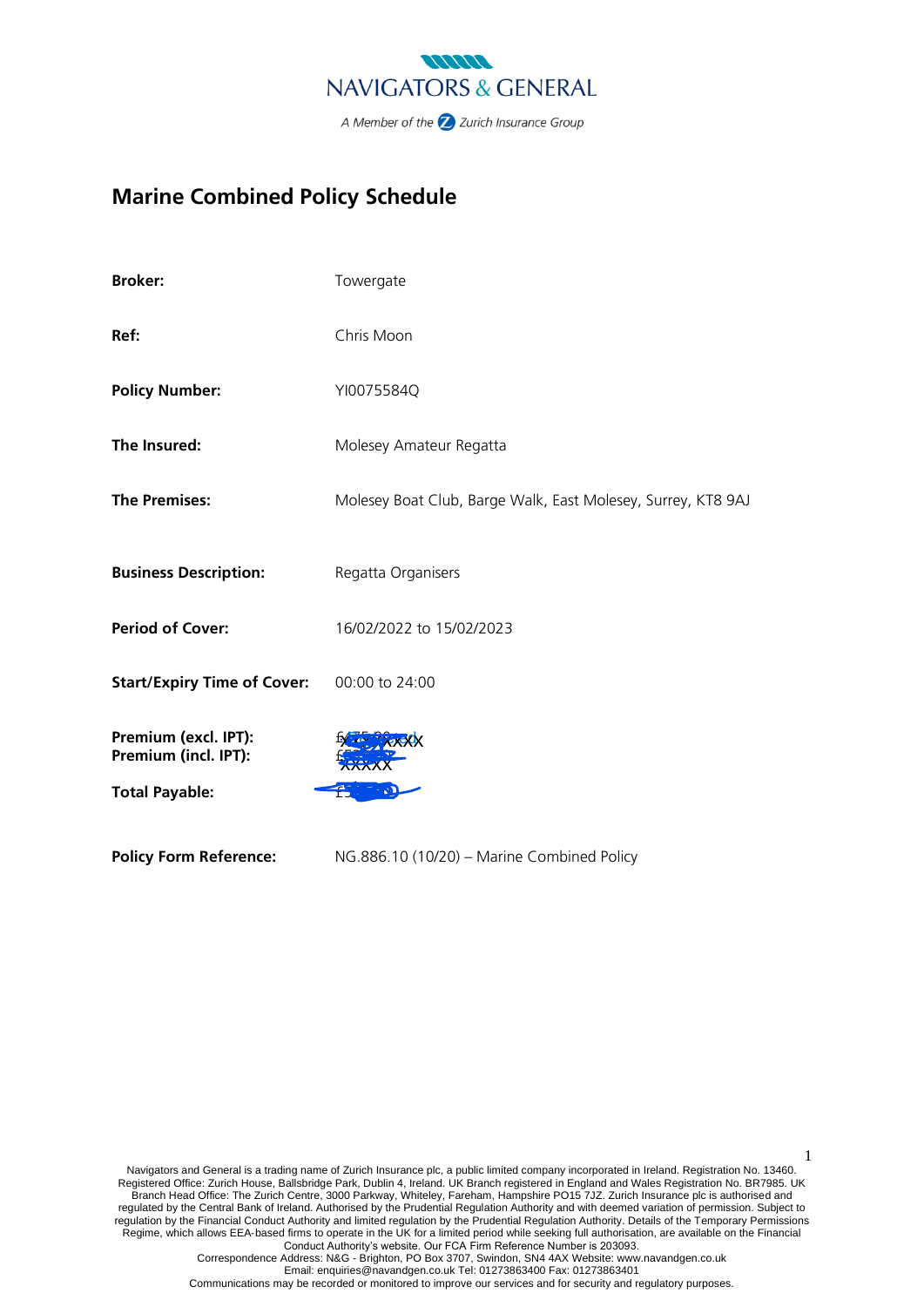NAVIGATORS & GENERAL

*A Member of the Zurich Insurance Group*

# Marine Combined Policy Schedule

| | |
|---|---|
| **Broker:** | Towergate |
| **Ref:** | Chris Moon |
| **Policy Number:** | YI0075584Q |
| **The Insured:** | Molesey Amateur Regatta |
| **The Premises:** | Molesey Boat Club, Barge Walk, East Molesey, Surrey, KT8 9AJ |
| **Business Description:** | Regatta Organisers |
| **Period of Cover:** | 16/02/2022 to 15/02/2023 |
| **Start/Expiry Time of Cover:** | 00:00 to 24:00 |
| **Premium (excl. IPT):** | £XXXX |
| **Premium (incl. IPT):** | £XXXXX |
| **Total Payable:** | £ |
| **Policy Form Reference:** | NG.886.10 (10/20) – Marine Combined Policy |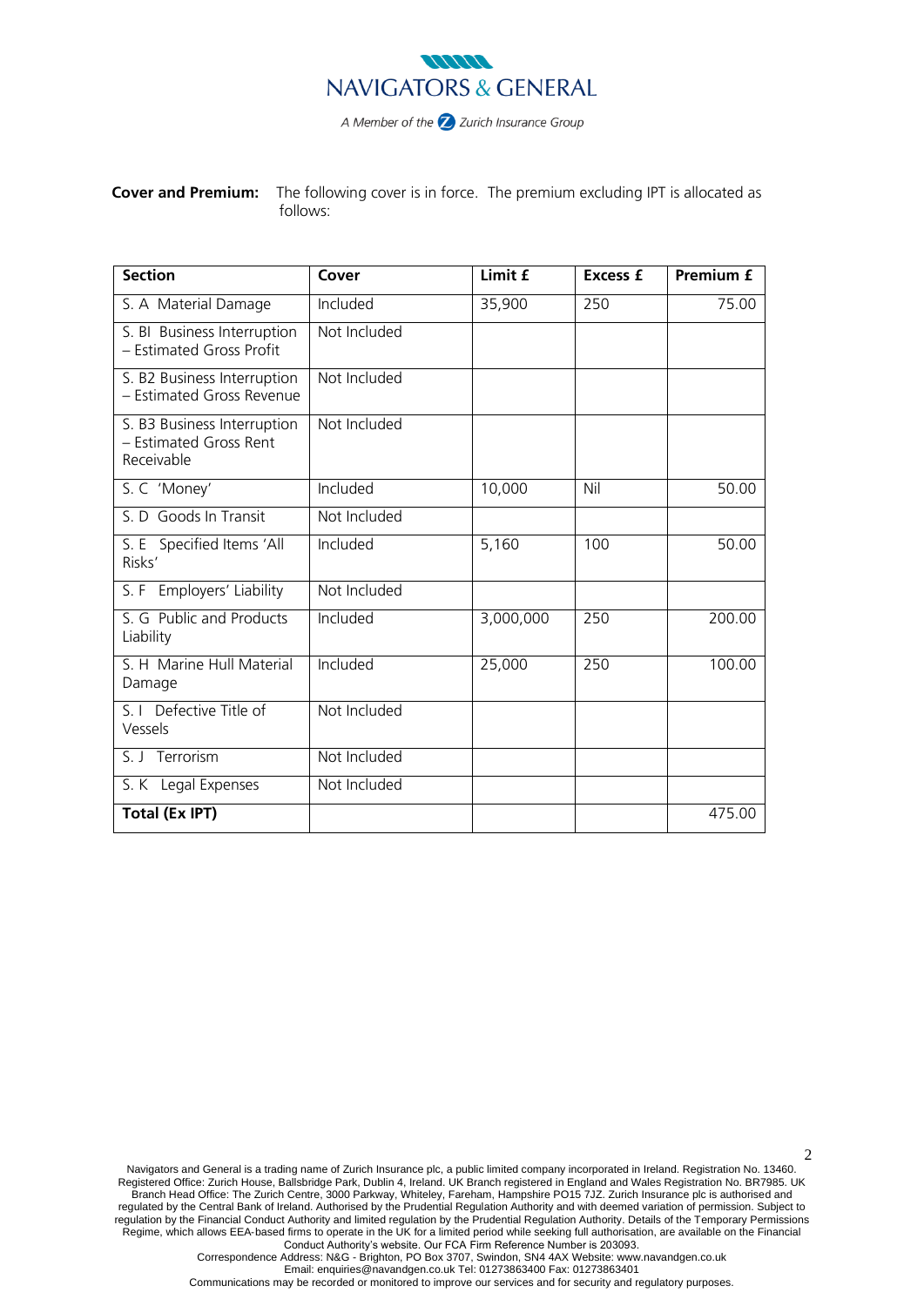**NAVIGATORS & GENERAL**

*A Member of the Zurich Insurance Group*

**Cover and Premium:** The following cover is in force. The premium excluding IPT is allocated as follows:

| Section | Cover | Limit £ | Excess £ | Premium £ |
|---|---|---|---|---|
| S. A Material Damage | Included | 35,900 | 250 | 75.00 |
| S. BI Business Interruption – Estimated Gross Profit | Not Included | | | |
| S. B2 Business Interruption – Estimated Gross Revenue | Not Included | | | |
| S. B3 Business Interruption – Estimated Gross Rent Receivable | Not Included | | | |
| S. C 'Money' | Included | 10,000 | Nil | 50.00 |
| S. D Goods In Transit | Not Included | | | |
| S. E Specified Items 'All Risks' | Included | 5,160 | 100 | 50.00 |
| S. F Employers' Liability | Not Included | | | |
| S. G Public and Products Liability | Included | 3,000,000 | 250 | 200.00 |
| S. H Marine Hull Material Damage | Included | 25,000 | 250 | 100.00 |
| S. I Defective Title of Vessels | Not Included | | | |
| S. J Terrorism | Not Included | | | |
| S. K Legal Expenses | Not Included | | | |
| **Total (Ex IPT)** | | | | 475.00 |

Navigators and General is a trading name of Zurich Insurance plc, a public limited company incorporated in Ireland. Registration No. 13460. Registered Office: Zurich House, Ballsbridge Park, Dublin 4, Ireland. UK Branch registered in England and Wales Registration No. BR7985. UK Branch Head Office: The Zurich Centre, 3000 Parkway, Whiteley, Fareham, Hampshire PO15 7JZ. Zurich Insurance plc is authorised and regulated by the Central Bank of Ireland. Authorised by the Prudential Regulation Authority and with deemed variation of permission. Subject to regulation by the Financial Conduct Authority and limited regulation by the Prudential Regulation Authority. Details of the Temporary Permissions Regime, which allows EEA-based firms to operate in the UK for a limited period while seeking full authorisation, are available on the Financial Conduct Authority's website. Our FCA Firm Reference Number is 203093.
Correspondence Address: N&G - Brighton, PO Box 3707, Swindon, SN4 4AX Website: www.navandgen.co.uk
Email: enquiries@navandgen.co.uk Tel: 01273863400 Fax: 01273863401
Communications may be recorded or monitored to improve our services and for security and regulatory purposes.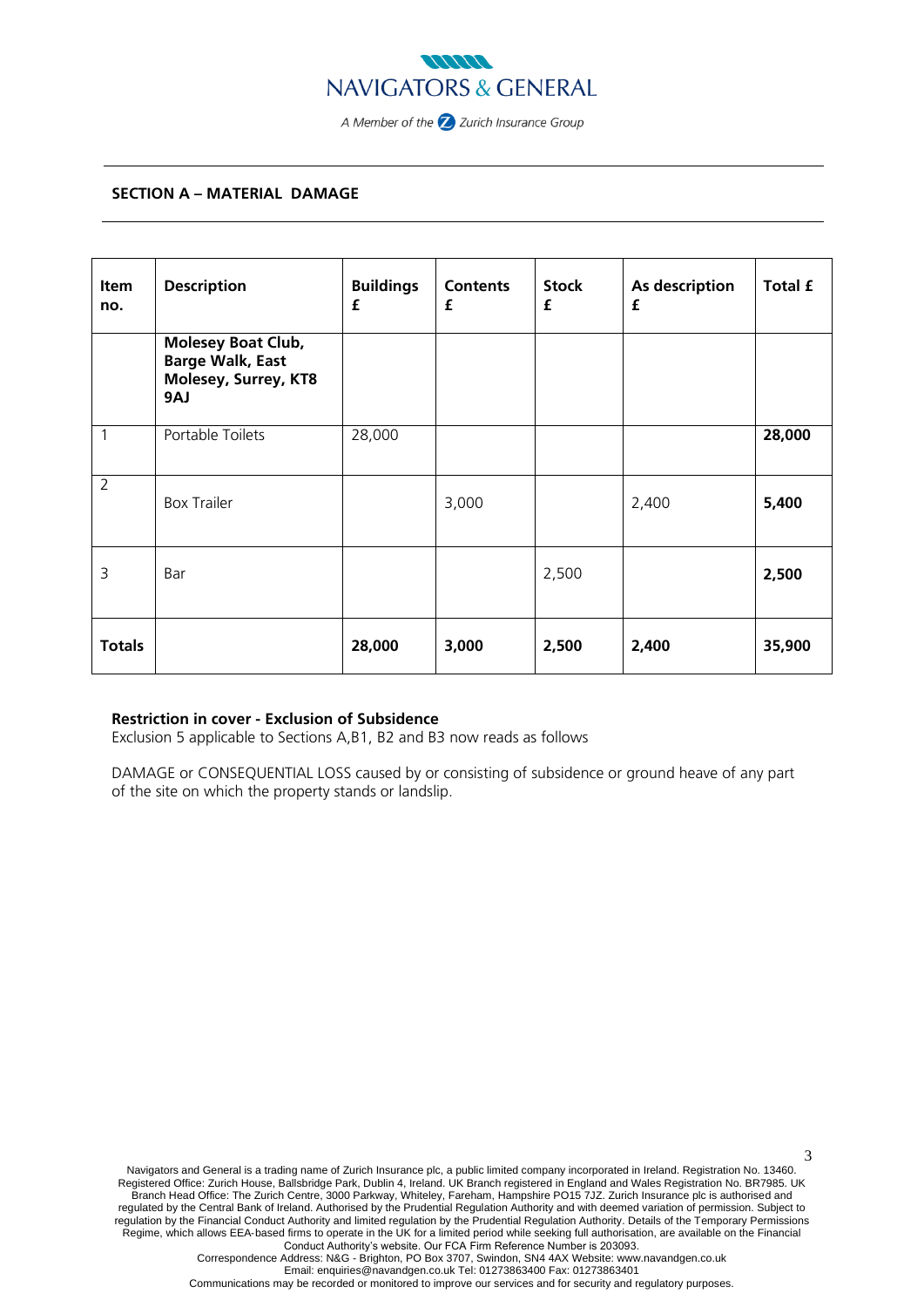## SECTION A – MATERIAL DAMAGE

| Item no. | Description | Buildings £ | Contents £ | Stock £ | As description £ | Total £ |
|---|---|---|---|---|---|---|
| | **Molesey Boat Club, Barge Walk, East Molesey, Surrey, KT8 9AJ** | | | | | |
| 1 | Portable Toilets | 28,000 | | | | **28,000** |
| 2 | Box Trailer | | 3,000 | | 2,400 | **5,400** |
| 3 | Bar | | | 2,500 | | **2,500** |
| **Totals** | | **28,000** | **3,000** | **2,500** | **2,400** | **35,900** |

**Restriction in cover - Exclusion of Subsidence**
Exclusion 5 applicable to Sections A,B1, B2 and B3 now reads as follows

DAMAGE or CONSEQUENTIAL LOSS caused by or consisting of subsidence or ground heave of any part of the site on which the property stands or landslip.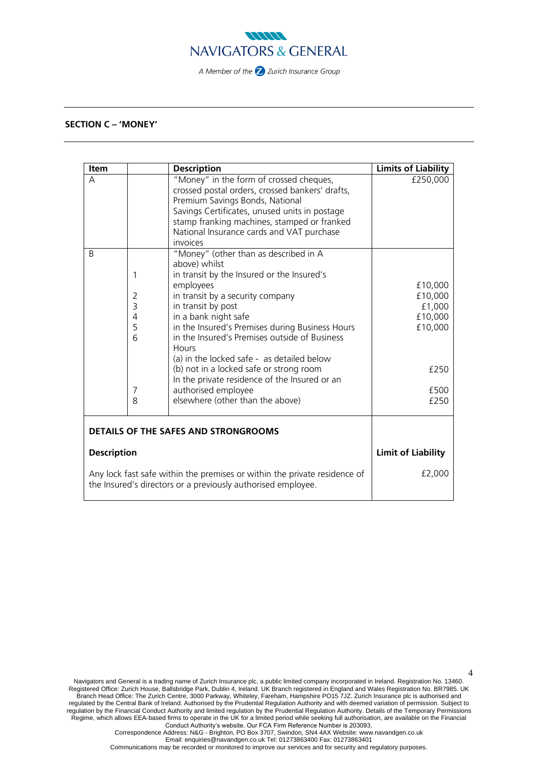## SECTION C – 'MONEY'

| Item | | Description | Limits of Liability |
|---|---|---|---|
| A | | "Money" in the form of crossed cheques, crossed postal orders, crossed bankers' drafts, Premium Savings Bonds, National Savings Certificates, unused units in postage stamp franking machines, stamped or franked National Insurance cards and VAT purchase invoices | £250,000 |
| B | | "Money" (other than as described in A above) whilst | |
| | 1 | in transit by the Insured or the Insured's employees | £10,000 |
| | 2 | in transit by a security company | £10,000 |
| | 3 | in transit by post | £1,000 |
| | 4 | in a bank night safe | £10,000 |
| | 5 | in the Insured's Premises during Business Hours | £10,000 |
| | 6 | in the Insured's Premises outside of Business Hours | |
| | | (a) in the locked safe - as detailed below | |
| | | (b) not in a locked safe or strong room | £250 |
| | 7 | In the private residence of the Insured or an authorised employee | £500 |
| | 8 | elsewhere (other than the above) | £250 |

**DETAILS OF THE SAFES AND STRONGROOMS**

| Description | Limit of Liability |
|---|---|
| Any lock fast safe within the premises or within the private residence of the Insured's directors or a previously authorised employee. | £2,000 |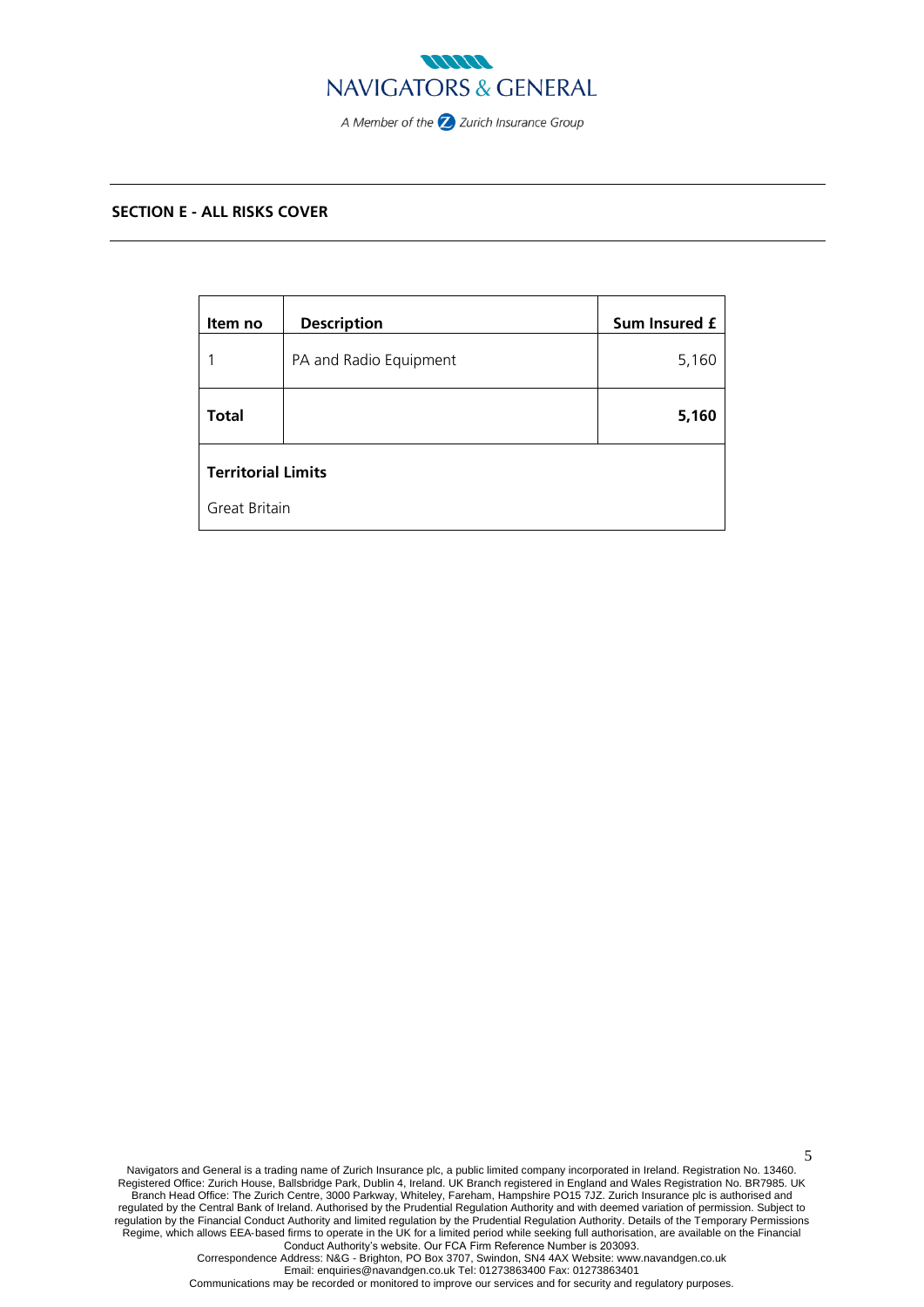## SECTION E - ALL RISKS COVER

| Item no | Description | Sum Insured £ |
|---|---|---|
| 1 | PA and Radio Equipment | 5,160 |
| **Total** | | **5,160** |

**Territorial Limits**

Great Britain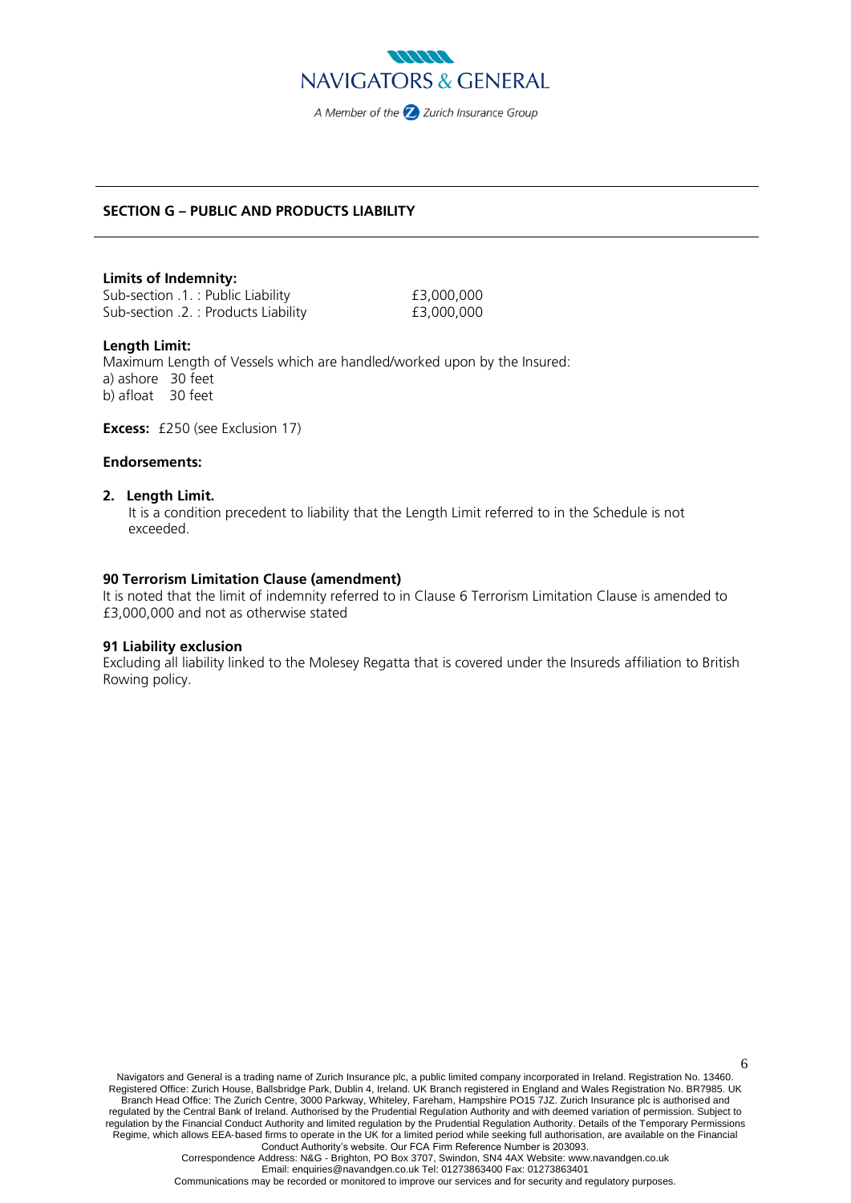## SECTION G – PUBLIC AND PRODUCTS LIABILITY

**Limits of Indemnity:**

| | |
|---|---|
| Sub-section .1. : Public Liability | £3,000,000 |
| Sub-section .2. : Products Liability | £3,000,000 |

**Length Limit:**
Maximum Length of Vessels which are handled/worked upon by the Insured:
a) ashore 30 feet
b) afloat 30 feet

**Excess:** £250 (see Exclusion 17)

**Endorsements:**

**2. Length Limit.**
It is a condition precedent to liability that the Length Limit referred to in the Schedule is not exceeded.

**90 Terrorism Limitation Clause (amendment)**
It is noted that the limit of indemnity referred to in Clause 6 Terrorism Limitation Clause is amended to £3,000,000 and not as otherwise stated

**91 Liability exclusion**
Excluding all liability linked to the Molesey Regatta that is covered under the Insureds affiliation to British Rowing policy.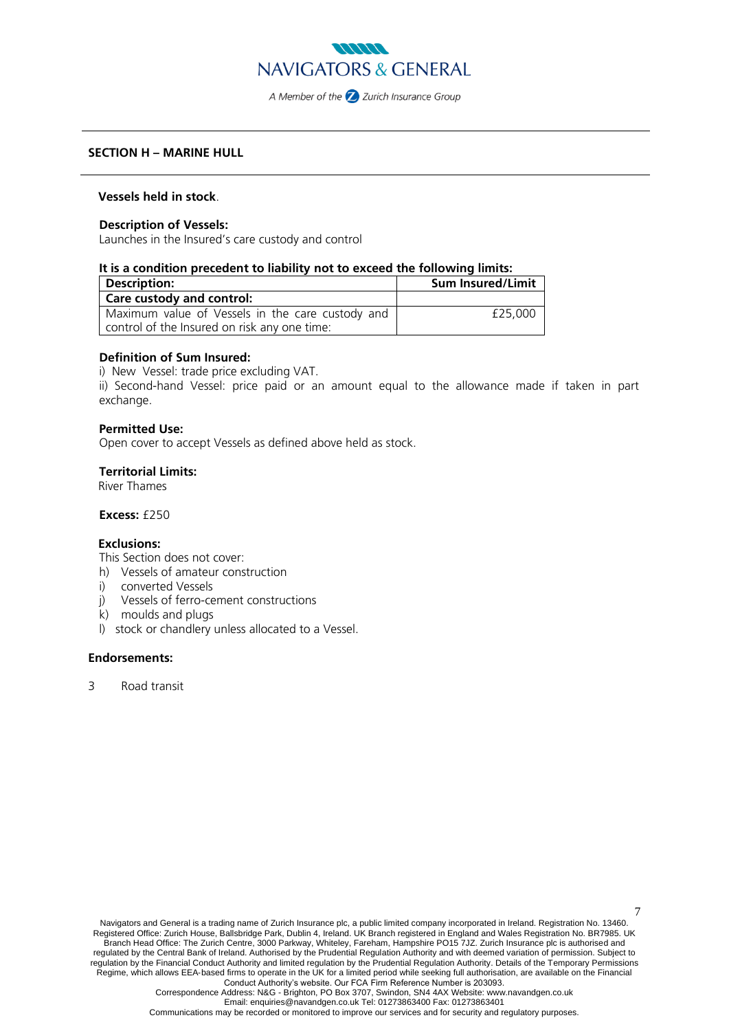## SECTION H – MARINE HULL

**Vessels held in stock**.

**Description of Vessels:**
Launches in the Insured's care custody and control

**It is a condition precedent to liability not to exceed the following limits:**

| Description: | Sum Insured/Limit |
|---|---|
| **Care custody and control:** | |
| Maximum value of Vessels in the care custody and control of the Insured on risk any one time: | £25,000 |

**Definition of Sum Insured:**
i) New Vessel: trade price excluding VAT.
ii) Second-hand Vessel: price paid or an amount equal to the allowance made if taken in part exchange.

**Permitted Use:**
Open cover to accept Vessels as defined above held as stock.

**Territorial Limits:**
River Thames

**Excess:** £250

**Exclusions:**
This Section does not cover:

h) Vessels of amateur construction
i) converted Vessels
j) Vessels of ferro-cement constructions
k) moulds and plugs
l) stock or chandlery unless allocated to a Vessel.

**Endorsements:**

3 Road transit